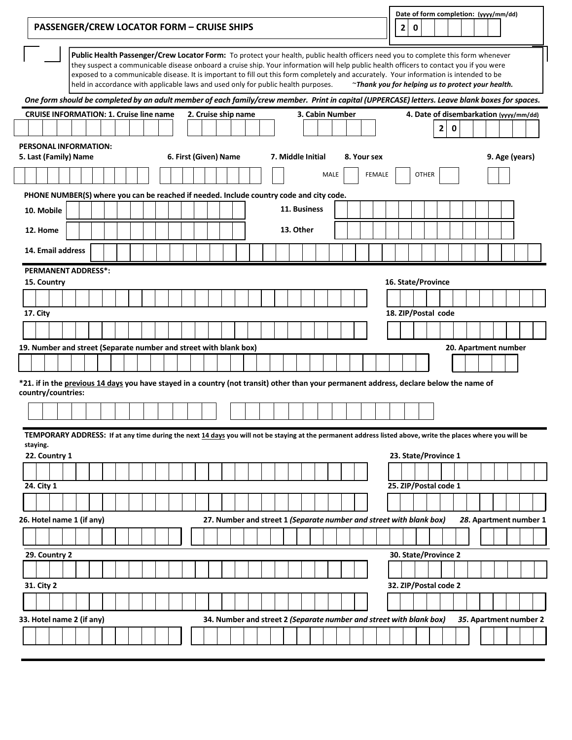## PASSENGER/CREW LOCATOR FORM – CRUISE SHIPS

**Date of form completion:** (yyyy/mm/dd) 2 0

**Public Health Passenger/Crew Locator Form:** To protect your health, public health officers need you to complete this form whenever they suspect a communicable disease onboard a cruise ship. Your information will help public health officers to contact you if you were exposed to a communicable disease. It is important to fill out this form completely and accurately. Your information is intended to be held in accordance with applicable laws and used only for public health purposes. *~Thank you for helping us to protect your health.*

***One form should be completed by an adult member of each family/crew member. Print in capital (UPPERCASE) letters. Leave blank boxes for spaces.***

**CRUISE INFORMATION: 1. Cruise line name** **2. Cruise ship name** **3. Cabin Number** **4. Date of disembarkation** (yyyy/mm/dd) 2 0

**PERSONAL INFORMATION:**

**5. Last (Family) Name** **6. First (Given) Name** **7. Middle Initial** **8. Your sex** MALE FEMALE OTHER **9. Age (years)**

**PHONE NUMBER(S) where you can be reached if needed. Include country code and city code.**

**10. Mobile**

**11. Business**

**12. Home**

**13. Other**

**14. Email address**

**PERMANENT ADDRESS*:**

**15. Country**

**16. State/Province**

**17. City**

**18. ZIP/Postal code**

**19. Number and street (Separate number and street with blank box)**

**20. Apartment number**

**\*21. if in the previous 14 days you have stayed in a country (not transit) other than your permanent address, declare below the name of country/countries:**

**TEMPORARY ADDRESS: If at any time during the next 14 days you will not be staying at the permanent address listed above, write the places where you will be staying.**

**22. Country 1**

**23. State/Province 1**

**24. City 1**

**25. ZIP/Postal code 1**

**26. Hotel name 1 (if any)**

**27. Number and street 1** ***(Separate number and street with blank box)***

***28.* Apartment number 1**

**29. Country 2**

**30. State/Province 2**

**31. City 2**

**32. ZIP/Postal code 2**

**33. Hotel name 2 (if any)**

**34. Number and street 2** ***(Separate number and street with blank box)***

***35.* Apartment number 2**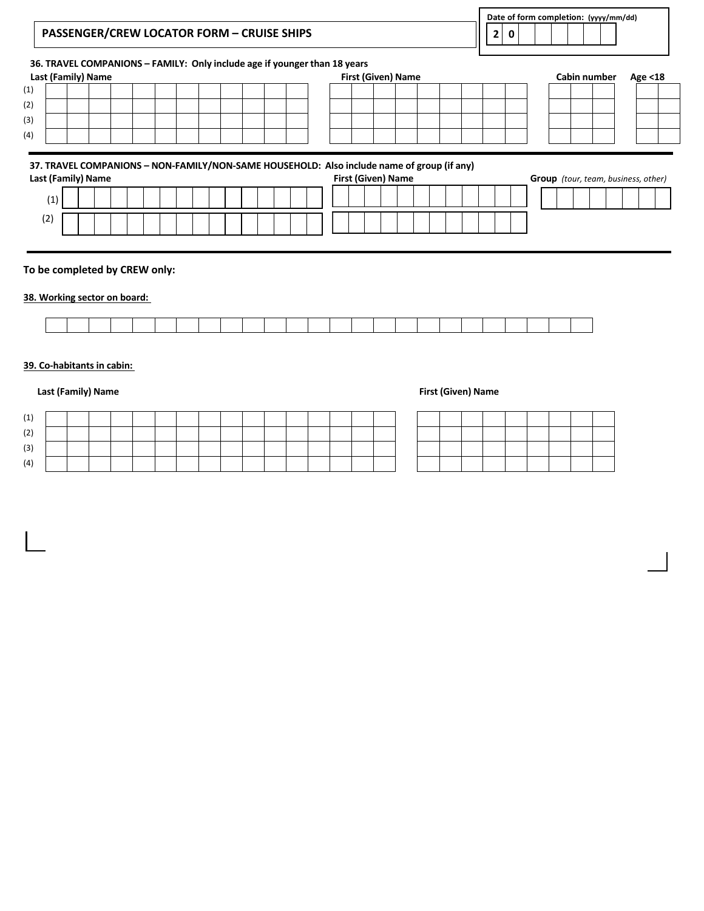# PASSENGER/CREW LOCATOR FORM – CRUISE SHIPS

**Date of form completion:** (yyyy/mm/dd) 2 0

**36. TRAVEL COMPANIONS – FAMILY: Only include age if younger than 18 years**

| | Last (Family) Name | First (Given) Name | Cabin number | Age <18 |
|---|---|---|---|---|
| (1) | | | | |
| (2) | | | | |
| (3) | | | | |
| (4) | | | | |

**37. TRAVEL COMPANIONS – NON-FAMILY/NON-SAME HOUSEHOLD: Also include name of group (if any)**

| | Last (Family) Name | First (Given) Name | Group *(tour, team, business, other)* |
|---|---|---|---|
| (1) | | | |
| (2) | | | |

**To be completed by CREW only:**

**38. Working sector on board:**

**39. Co-habitants in cabin:**

| | Last (Family) Name | First (Given) Name |
|---|---|---|
| (1) | | |
| (2) | | |
| (3) | | |
| (4) | | |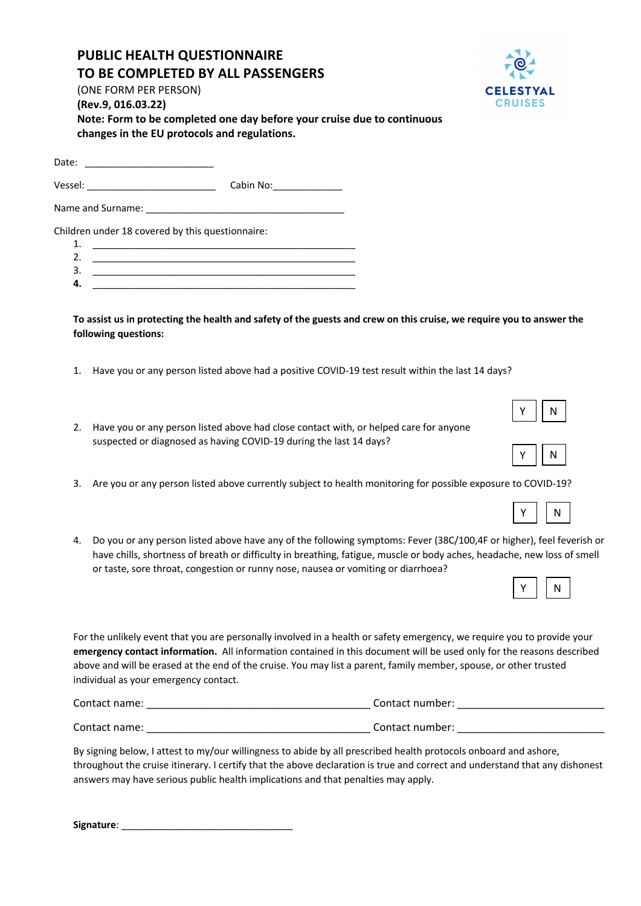# PUBLIC HEALTH QUESTIONNAIRE
# TO BE COMPLETED BY ALL PASSENGERS

(ONE FORM PER PERSON)

**(Rev.9, 016.03.22)**

**Note: Form to be completed one day before your cruise due to continuous changes in the EU protocols and regulations.**

CELESTYAL CRUISES

Date: ________________________

Vessel: ________________________ Cabin No:_____________

Name and Surname: ______________________________________

Children under 18 covered by this questionnaire:

1. __________________________________________________
2. __________________________________________________
3. __________________________________________________
4. __________________________________________________

**To assist us in protecting the health and safety of the guests and crew on this cruise, we require you to answer the following questions:**

1. Have you or any person listed above had a positive COVID-19 test result within the last 14 days?

   Y N

2. Have you or any person listed above had close contact with, or helped care for anyone suspected or diagnosed as having COVID-19 during the last 14 days?

   Y N

3. Are you or any person listed above currently subject to health monitoring for possible exposure to COVID-19?

   Y N

4. Do you or any person listed above have any of the following symptoms: Fever (38C/100,4F or higher), feel feverish or have chills, shortness of breath or difficulty in breathing, fatigue, muscle or body aches, headache, new loss of smell or taste, sore throat, congestion or runny nose, nausea or vomiting or diarrhoea?

   Y N

For the unlikely event that you are personally involved in a health or safety emergency, we require you to provide your **emergency contact information.** All information contained in this document will be used only for the reasons described above and will be erased at the end of the cruise. You may list a parent, family member, spouse, or other trusted individual as your emergency contact.

Contact name: _______________________________________ Contact number: __________________________

Contact name: _______________________________________ Contact number: __________________________

By signing below, I attest to my/our willingness to abide by all prescribed health protocols onboard and ashore, throughout the cruise itinerary. I certify that the above declaration is true and correct and understand that any dishonest answers may have serious public health implications and that penalties may apply.

**Signature**: ________________________________